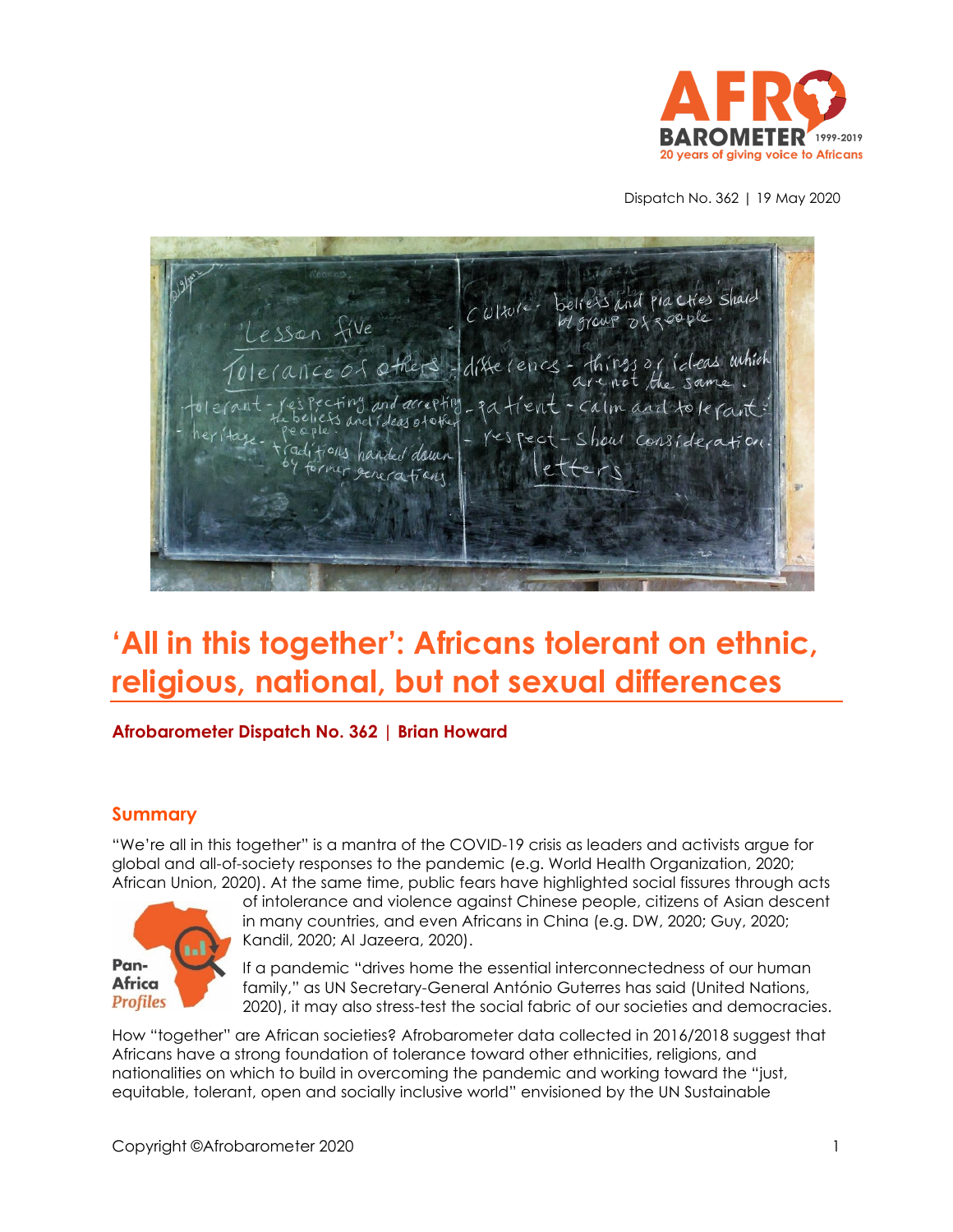Dispatch No. 362 | 19 May 2020

# 'All in this together': Africans tolerant on ethnic, religious, national, but not sexual differences

**Afrobarometer Dispatch No. 362 | Brian Howard**

## Summary

"We're all in this together" is a mantra of the COVID-19 crisis as leaders and activists argue for global and all-of-society responses to the pandemic (e.g. World Health Organization, 2020; African Union, 2020). At the same time, public fears have highlighted social fissures through acts of intolerance and violence against Chinese people, citizens of Asian descent in many countries, and even Africans in China (e.g. DW, 2020; Guy, 2020; Kandil, 2020; Al Jazeera, 2020).

If a pandemic "drives home the essential interconnectedness of our human family," as UN Secretary-General António Guterres has said (United Nations, 2020), it may also stress-test the social fabric of our societies and democracies.

How "together" are African societies? Afrobarometer data collected in 2016/2018 suggest that Africans have a strong foundation of tolerance toward other ethnicities, religions, and nationalities on which to build in overcoming the pandemic and working toward the "just, equitable, tolerant, open and socially inclusive world" envisioned by the UN Sustainable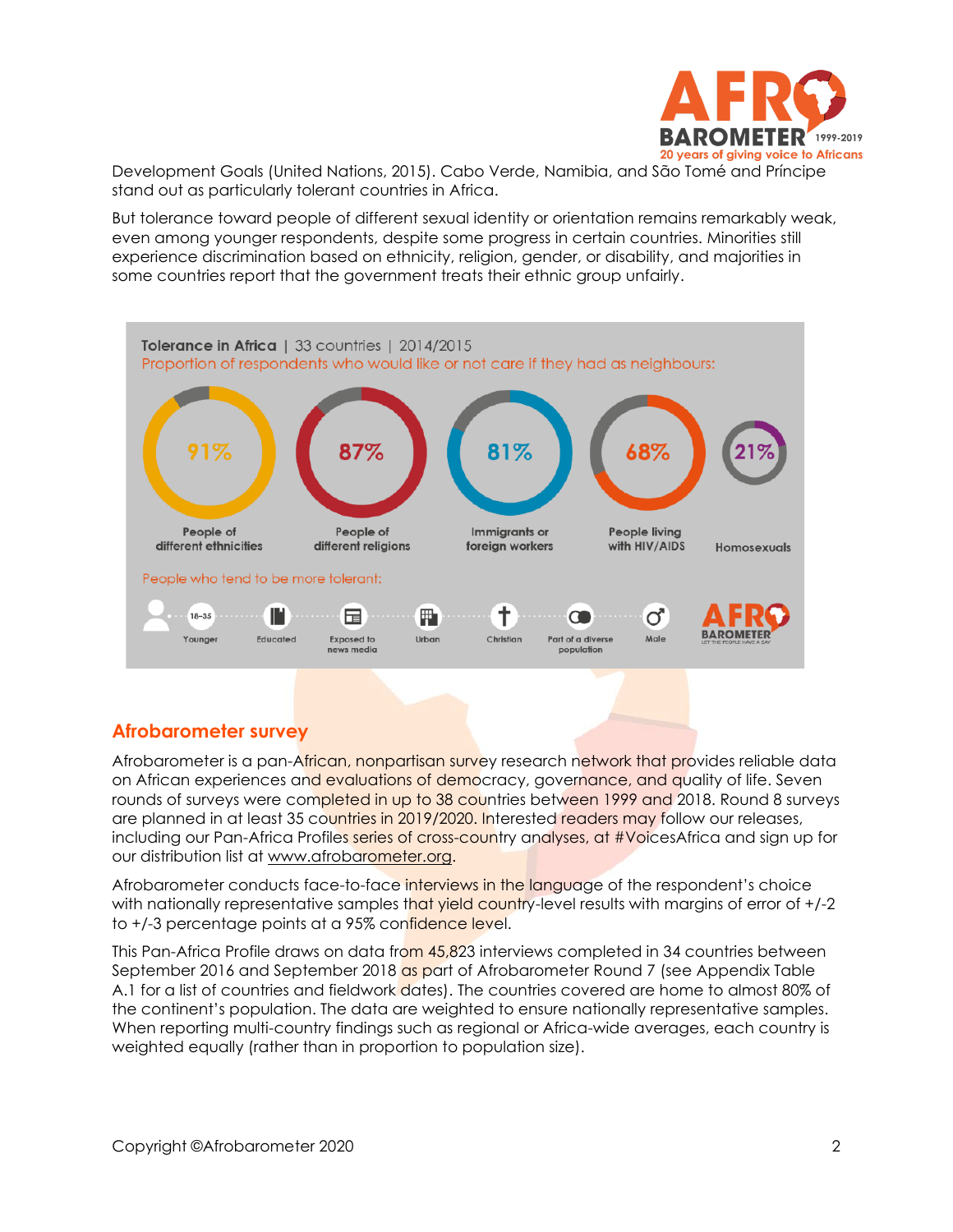Development Goals (United Nations, 2015). Cabo Verde, Namibia, and São Tomé and Príncipe stand out as particularly tolerant countries in Africa.

But tolerance toward people of different sexual identity or orientation remains remarkably weak, even among younger respondents, despite some progress in certain countries. Minorities still experience discrimination based on ethnicity, religion, gender, or disability, and majorities in some countries report that the government treats their ethnic group unfairly.

**Tolerance in Africa** | 33 countries | 2014/2015

Proportion of respondents who would like or not care if they had as neighbours:

| People of different ethnicities | People of different religions | Immigrants or foreign workers | People living with HIV/AIDS | Homosexuals |
|---|---|---|---|---|
| 91% | 87% | 81% | 68% | 21% |

People who tend to be more tolerant: Younger (18–35), Educated, Exposed to news media, Urban, Christian, Part of a diverse population, Male

## Afrobarometer survey

Afrobarometer is a pan-African, nonpartisan survey research network that provides reliable data on African experiences and evaluations of democracy, governance, and quality of life. Seven rounds of surveys were completed in up to 38 countries between 1999 and 2018. Round 8 surveys are planned in at least 35 countries in 2019/2020. Interested readers may follow our releases, including our Pan-Africa Profiles series of cross-country analyses, at #VoicesAfrica and sign up for our distribution list at www.afrobarometer.org.

Afrobarometer conducts face-to-face interviews in the language of the respondent's choice with nationally representative samples that yield country-level results with margins of error of +/-2 to +/-3 percentage points at a 95% confidence level.

This Pan-Africa Profile draws on data from 45,823 interviews completed in 34 countries between September 2016 and September 2018 as part of Afrobarometer Round 7 (see Appendix Table A.1 for a list of countries and fieldwork dates). The countries covered are home to almost 80% of the continent's population. The data are weighted to ensure nationally representative samples. When reporting multi-country findings such as regional or Africa-wide averages, each country is weighted equally (rather than in proportion to population size).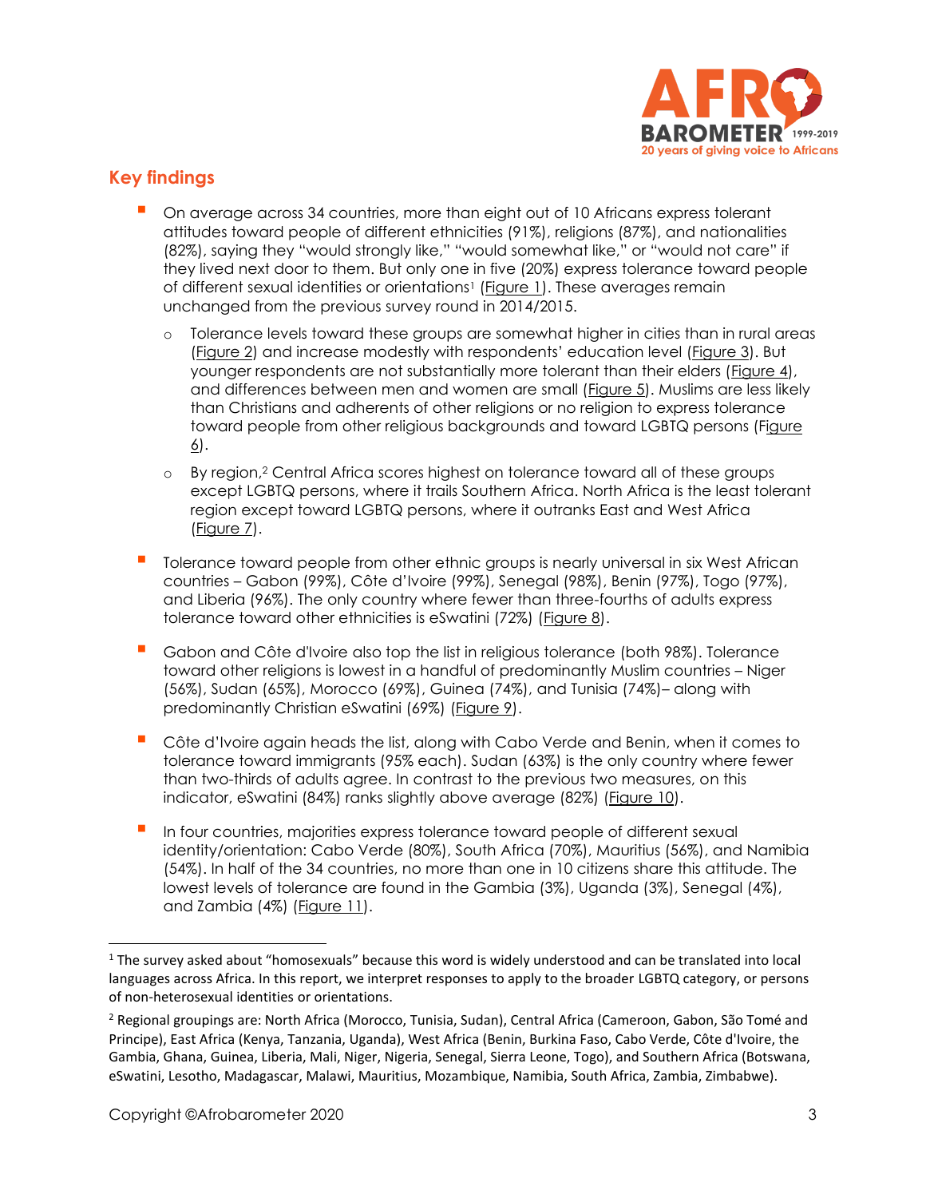## Key findings

- On average across 34 countries, more than eight out of 10 Africans express tolerant attitudes toward people of different ethnicities (91%), religions (87%), and nationalities (82%), saying they "would strongly like," "would somewhat like," or "would not care" if they lived next door to them. But only one in five (20%) express tolerance toward people of different sexual identities or orientations[1] (Figure 1). These averages remain unchanged from the previous survey round in 2014/2015.
  - Tolerance levels toward these groups are somewhat higher in cities than in rural areas (Figure 2) and increase modestly with respondents' education level (Figure 3). But younger respondents are not substantially more tolerant than their elders (Figure 4), and differences between men and women are small (Figure 5). Muslims are less likely than Christians and adherents of other religions or no religion to express tolerance toward people from other religious backgrounds and toward LGBTQ persons (Figure 6).
  - By region,[2] Central Africa scores highest on tolerance toward all of these groups except LGBTQ persons, where it trails Southern Africa. North Africa is the least tolerant region except toward LGBTQ persons, where it outranks East and West Africa (Figure 7).
- Tolerance toward people from other ethnic groups is nearly universal in six West African countries – Gabon (99%), Côte d'Ivoire (99%), Senegal (98%), Benin (97%), Togo (97%), and Liberia (96%). The only country where fewer than three-fourths of adults express tolerance toward other ethnicities is eSwatini (72%) (Figure 8).
- Gabon and Côte d'Ivoire also top the list in religious tolerance (both 98%). Tolerance toward other religions is lowest in a handful of predominantly Muslim countries – Niger (56%), Sudan (65%), Morocco (69%), Guinea (74%), and Tunisia (74%)– along with predominantly Christian eSwatini (69%) (Figure 9).
- Côte d'Ivoire again heads the list, along with Cabo Verde and Benin, when it comes to tolerance toward immigrants (95% each). Sudan (63%) is the only country where fewer than two-thirds of adults agree. In contrast to the previous two measures, on this indicator, eSwatini (84%) ranks slightly above average (82%) (Figure 10).
- In four countries, majorities express tolerance toward people of different sexual identity/orientation: Cabo Verde (80%), South Africa (70%), Mauritius (56%), and Namibia (54%). In half of the 34 countries, no more than one in 10 citizens share this attitude. The lowest levels of tolerance are found in the Gambia (3%), Uganda (3%), Senegal (4%), and Zambia (4%) (Figure 11).

---

[1] The survey asked about "homosexuals" because this word is widely understood and can be translated into local languages across Africa. In this report, we interpret responses to apply to the broader LGBTQ category, or persons of non-heterosexual identities or orientations.

[2] Regional groupings are: North Africa (Morocco, Tunisia, Sudan), Central Africa (Cameroon, Gabon, São Tomé and Principe), East Africa (Kenya, Tanzania, Uganda), West Africa (Benin, Burkina Faso, Cabo Verde, Côte d'Ivoire, the Gambia, Ghana, Guinea, Liberia, Mali, Niger, Nigeria, Senegal, Sierra Leone, Togo), and Southern Africa (Botswana, eSwatini, Lesotho, Madagascar, Malawi, Mauritius, Mozambique, Namibia, South Africa, Zambia, Zimbabwe).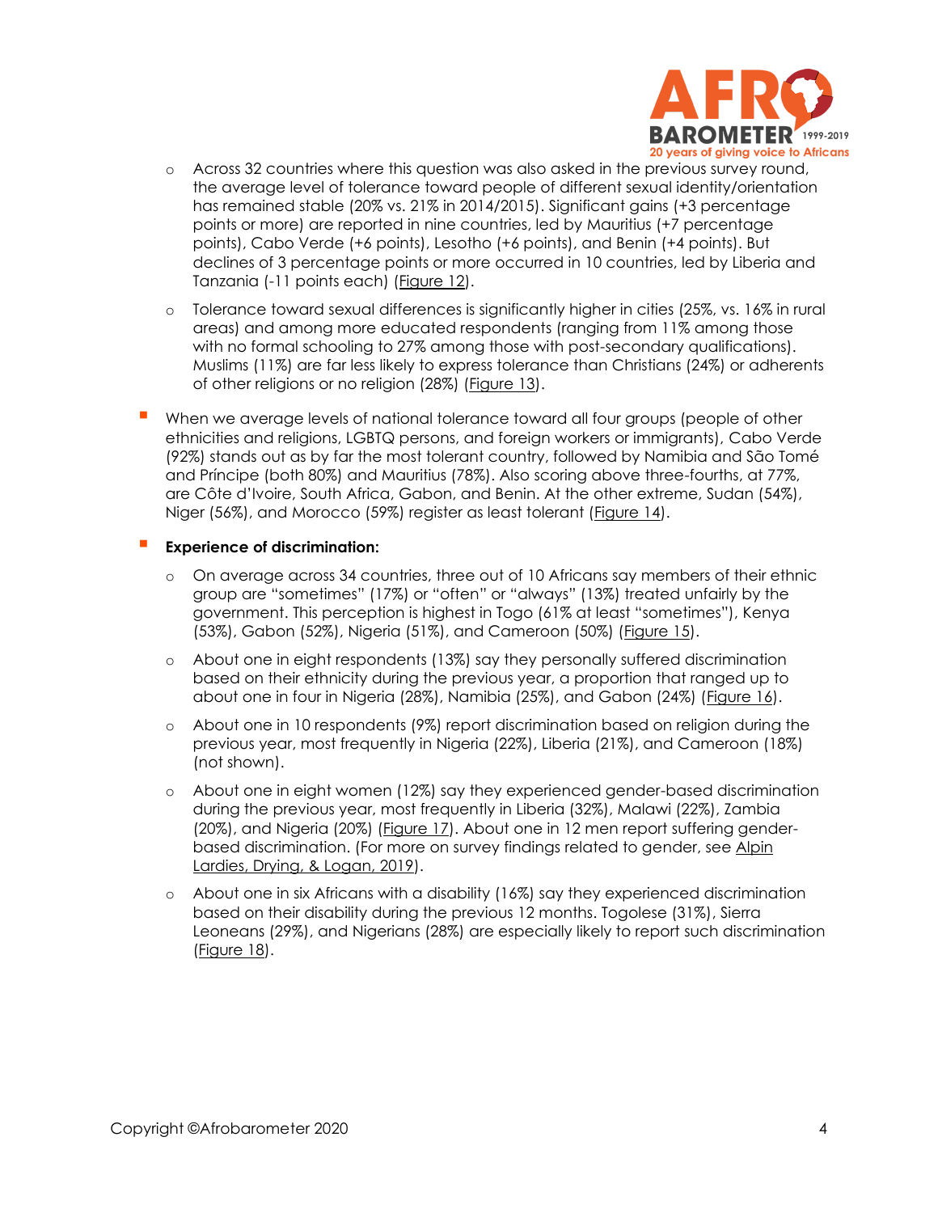- Across 32 countries where this question was also asked in the previous survey round, the average level of tolerance toward people of different sexual identity/orientation has remained stable (20% vs. 21% in 2014/2015). Significant gains (+3 percentage points or more) are reported in nine countries, led by Mauritius (+7 percentage points), Cabo Verde (+6 points), Lesotho (+6 points), and Benin (+4 points). But declines of 3 percentage points or more occurred in 10 countries, led by Liberia and Tanzania (-11 points each) (Figure 12).
- Tolerance toward sexual differences is significantly higher in cities (25%, vs. 16% in rural areas) and among more educated respondents (ranging from 11% among those with no formal schooling to 27% among those with post-secondary qualifications). Muslims (11%) are far less likely to express tolerance than Christians (24%) or adherents of other religions or no religion (28%) (Figure 13).

- When we average levels of national tolerance toward all four groups (people of other ethnicities and religions, LGBTQ persons, and foreign workers or immigrants), Cabo Verde (92%) stands out as by far the most tolerant country, followed by Namibia and São Tomé and Príncipe (both 80%) and Mauritius (78%). Also scoring above three-fourths, at 77%, are Côte d'Ivoire, South Africa, Gabon, and Benin. At the other extreme, Sudan (54%), Niger (56%), and Morocco (59%) register as least tolerant (Figure 14).

- **Experience of discrimination:**
  - On average across 34 countries, three out of 10 Africans say members of their ethnic group are "sometimes" (17%) or "often" or "always" (13%) treated unfairly by the government. This perception is highest in Togo (61% at least "sometimes"), Kenya (53%), Gabon (52%), Nigeria (51%), and Cameroon (50%) (Figure 15).
  - About one in eight respondents (13%) say they personally suffered discrimination based on their ethnicity during the previous year, a proportion that ranged up to about one in four in Nigeria (28%), Namibia (25%), and Gabon (24%) (Figure 16).
  - About one in 10 respondents (9%) report discrimination based on religion during the previous year, most frequently in Nigeria (22%), Liberia (21%), and Cameroon (18%) (not shown).
  - About one in eight women (12%) say they experienced gender-based discrimination during the previous year, most frequently in Liberia (32%), Malawi (22%), Zambia (20%), and Nigeria (20%) (Figure 17). About one in 12 men report suffering gender-based discrimination. (For more on survey findings related to gender, see Alpin Lardies, Drying, & Logan, 2019).
  - About one in six Africans with a disability (16%) say they experienced discrimination based on their disability during the previous 12 months. Togolese (31%), Sierra Leoneans (29%), and Nigerians (28%) are especially likely to report such discrimination (Figure 18).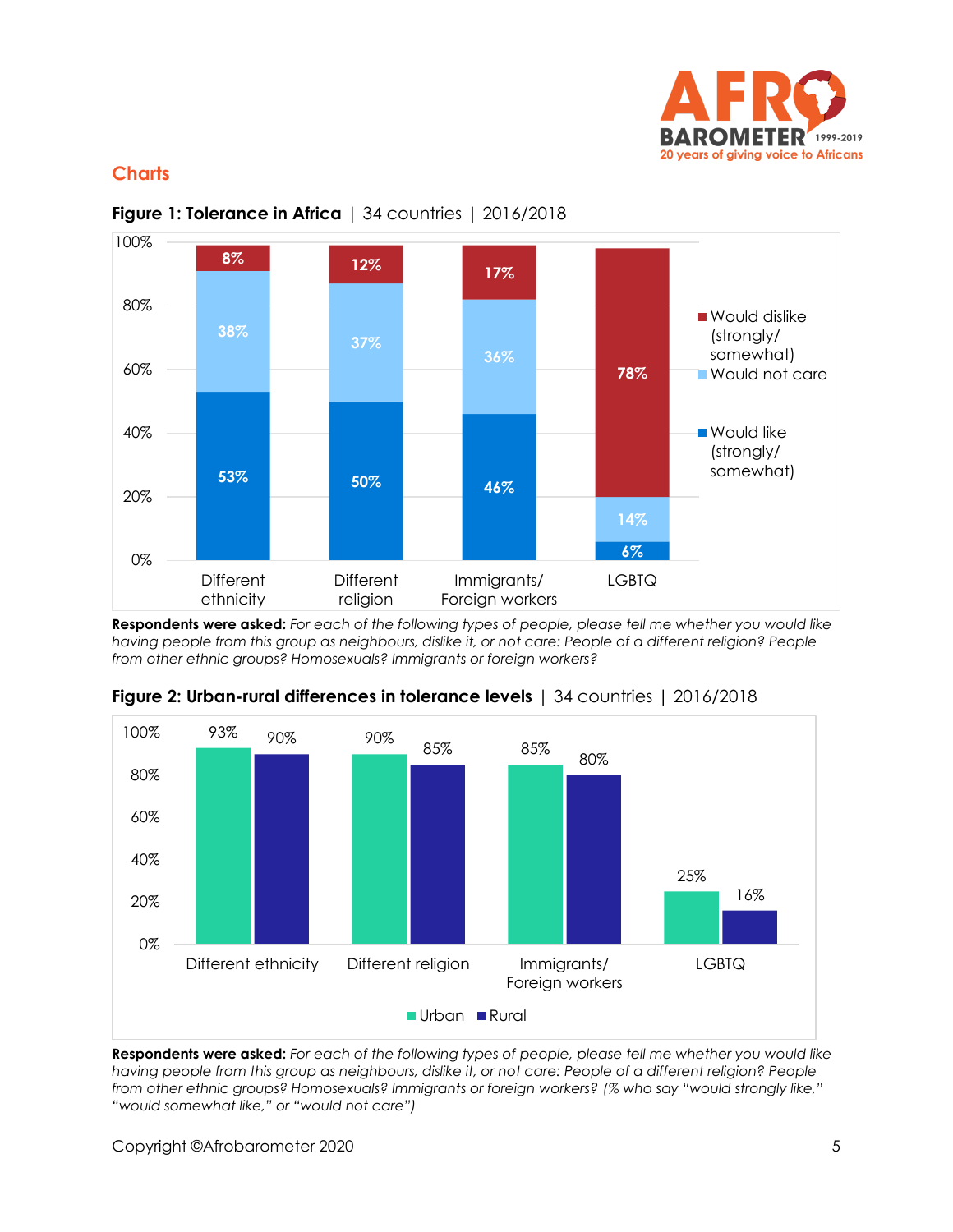## Charts

**Figure 1: Tolerance in Africa** | 34 countries | 2016/2018

| | Different ethnicity | Different religion | Immigrants/ Foreign workers | LGBTQ |
|---|---|---|---|---|
| Would dislike (strongly/ somewhat) | 8% | 12% | 17% | 78% |
| Would not care | 38% | 37% | 36% | 14% |
| Would like (strongly/ somewhat) | 53% | 50% | 46% | 6% |

**Respondents were asked:** *For each of the following types of people, please tell me whether you would like having people from this group as neighbours, dislike it, or not care: People of a different religion? People from other ethnic groups? Homosexuals? Immigrants or foreign workers?*

**Figure 2: Urban-rural differences in tolerance levels** | 34 countries | 2016/2018

| | Different ethnicity | Different religion | Immigrants/ Foreign workers | LGBTQ |
|---|---|---|---|---|
| Urban | 93% | 90% | 85% | 25% |
| Rural | 90% | 85% | 80% | 16% |

**Respondents were asked:** *For each of the following types of people, please tell me whether you would like having people from this group as neighbours, dislike it, or not care: People of a different religion? People from other ethnic groups? Homosexuals? Immigrants or foreign workers? (% who say "would strongly like," "would somewhat like," or "would not care")*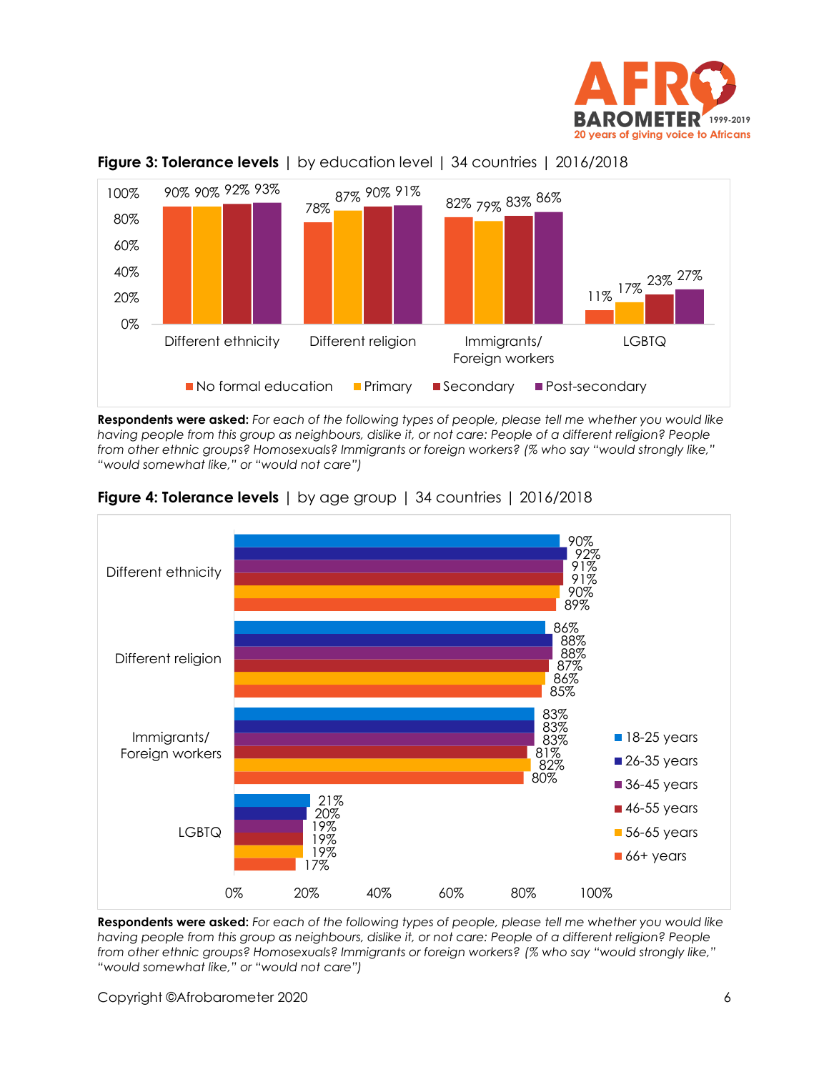**Figure 3: Tolerance levels** | by education level | 34 countries | 2016/2018

| | No formal education | Primary | Secondary | Post-secondary |
|---|---|---|---|---|
| Different ethnicity | 90% | 90% | 92% | 93% |
| Different religion | 78% | 87% | 90% | 91% |
| Immigrants/ Foreign workers | 82% | 79% | 83% | 86% |
| LGBTQ | 11% | 17% | 23% | 27% |

**Respondents were asked:** *For each of the following types of people, please tell me whether you would like having people from this group as neighbours, dislike it, or not care: People of a different religion? People from other ethnic groups? Homosexuals? Immigrants or foreign workers? (% who say "would strongly like," "would somewhat like," or "would not care")*

**Figure 4: Tolerance levels** | by age group | 34 countries | 2016/2018

| | 18-25 years | 26-35 years | 36-45 years | 46-55 years | 56-65 years | 66+ years |
|---|---|---|---|---|---|---|
| Different ethnicity | 90% | 92% | 91% | 91% | 90% | 89% |
| Different religion | 86% | 88% | 88% | 87% | 86% | 85% |
| Immigrants/ Foreign workers | 83% | 83% | 83% | 81% | 82% | 80% |
| LGBTQ | 21% | 20% | 19% | 19% | 19% | 17% |

**Respondents were asked:** *For each of the following types of people, please tell me whether you would like having people from this group as neighbours, dislike it, or not care: People of a different religion? People from other ethnic groups? Homosexuals? Immigrants or foreign workers? (% who say "would strongly like," "would somewhat like," or "would not care")*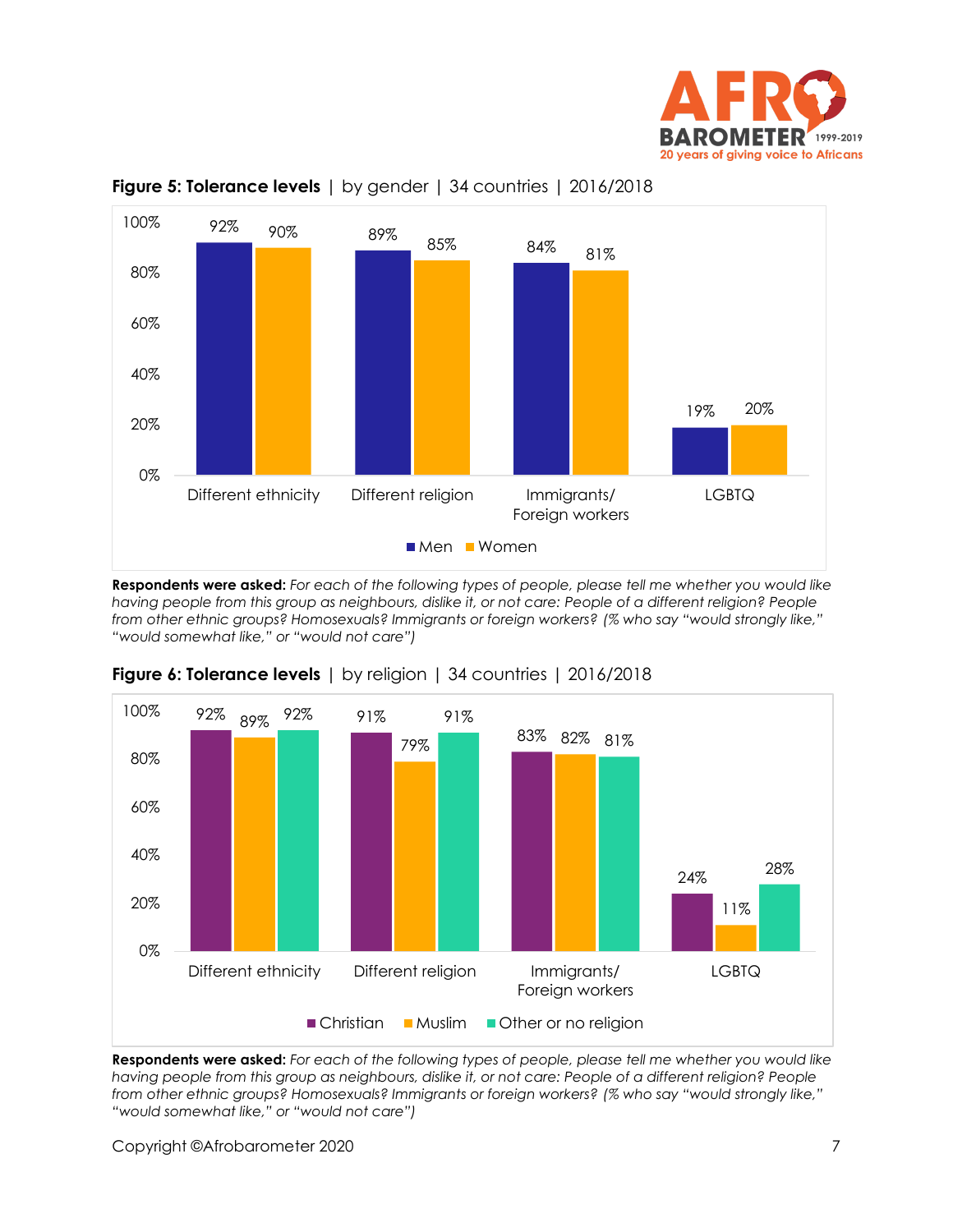**Figure 5: Tolerance levels** | by gender | 34 countries | 2016/2018

| | Men | Women |
|---|---|---|
| Different ethnicity | 92% | 90% |
| Different religion | 89% | 85% |
| Immigrants/ Foreign workers | 84% | 81% |
| LGBTQ | 19% | 20% |

**Respondents were asked:** *For each of the following types of people, please tell me whether you would like having people from this group as neighbours, dislike it, or not care: People of a different religion? People from other ethnic groups? Homosexuals? Immigrants or foreign workers? (% who say "would strongly like," "would somewhat like," or "would not care")*

**Figure 6: Tolerance levels** | by religion | 34 countries | 2016/2018

| | Christian | Muslim | Other or no religion |
|---|---|---|---|
| Different ethnicity | 92% | 89% | 92% |
| Different religion | 91% | 79% | 91% |
| Immigrants/ Foreign workers | 83% | 82% | 81% |
| LGBTQ | 24% | 11% | 28% |

**Respondents were asked:** *For each of the following types of people, please tell me whether you would like having people from this group as neighbours, dislike it, or not care: People of a different religion? People from other ethnic groups? Homosexuals? Immigrants or foreign workers? (% who say "would strongly like," "would somewhat like," or "would not care")*

Copyright ©Afrobarometer 2020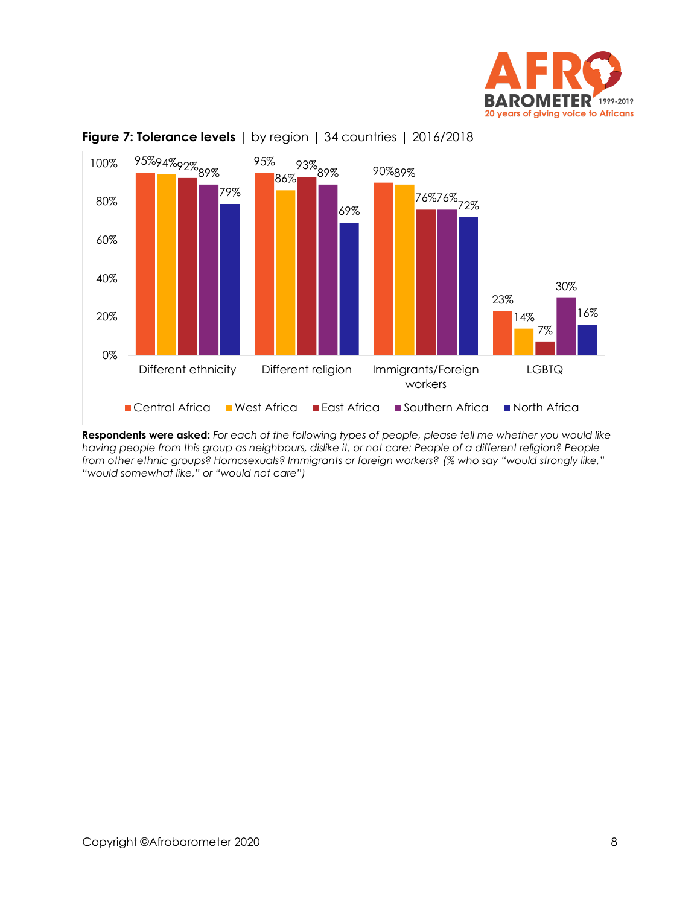**Figure 7: Tolerance levels** | by region | 34 countries | 2016/2018

| | Central Africa | West Africa | East Africa | Southern Africa | North Africa |
|---|---|---|---|---|---|
| Different ethnicity | 95% | 94% | 92% | 89% | 79% |
| Different religion | 95% | 86% | 93% | 89% | 69% |
| Immigrants/Foreign workers | 90% | 89% | 76% | 76% | 72% |
| LGBTQ | 23% | 14% | 7% | 30% | 16% |

**Respondents were asked:** *For each of the following types of people, please tell me whether you would like having people from this group as neighbours, dislike it, or not care: People of a different religion? People from other ethnic groups? Homosexuals? Immigrants or foreign workers? (% who say "would strongly like," "would somewhat like," or "would not care")*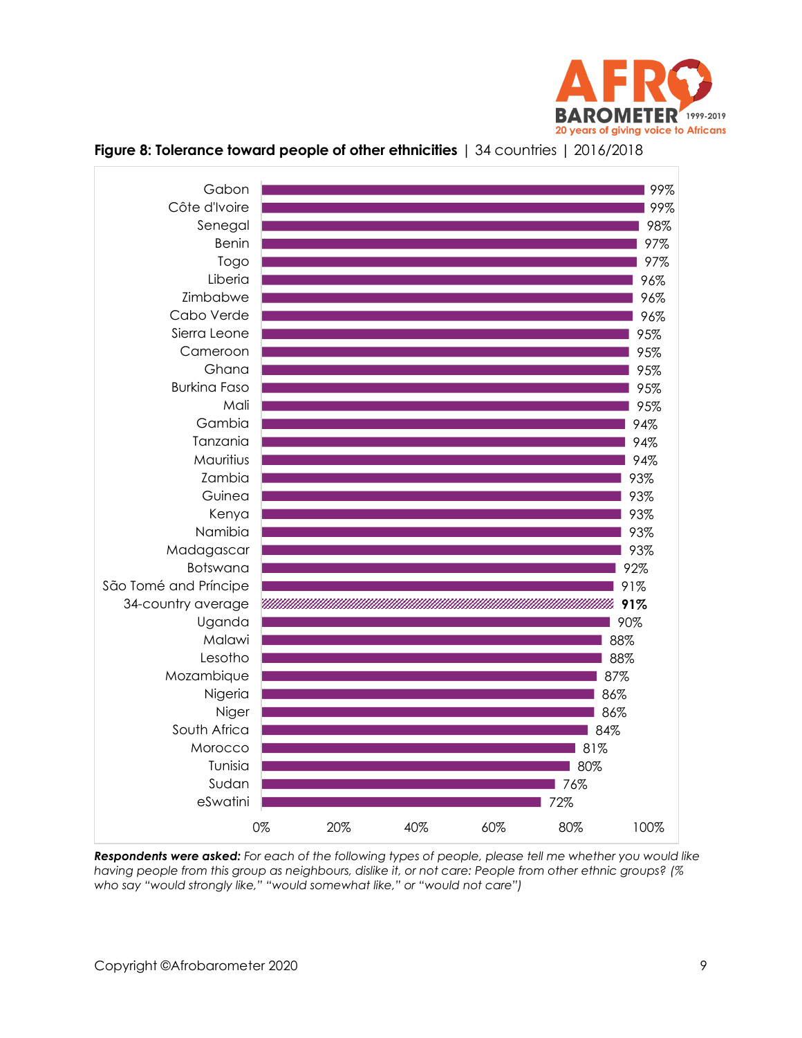**Figure 8: Tolerance toward people of other ethnicities** | 34 countries | 2016/2018

| Country | % |
|---|---|
| Gabon | 99% |
| Côte d'Ivoire | 99% |
| Senegal | 98% |
| Benin | 97% |
| Togo | 97% |
| Liberia | 96% |
| Zimbabwe | 96% |
| Cabo Verde | 96% |
| Sierra Leone | 95% |
| Cameroon | 95% |
| Ghana | 95% |
| Burkina Faso | 95% |
| Mali | 95% |
| Gambia | 94% |
| Tanzania | 94% |
| Mauritius | 94% |
| Zambia | 93% |
| Guinea | 93% |
| Kenya | 93% |
| Namibia | 93% |
| Madagascar | 93% |
| Botswana | 92% |
| São Tomé and Príncipe | 91% |
| **34-country average** | **91%** |
| Uganda | 90% |
| Malawi | 88% |
| Lesotho | 88% |
| Mozambique | 87% |
| Nigeria | 86% |
| Niger | 86% |
| South Africa | 84% |
| Morocco | 81% |
| Tunisia | 80% |
| Sudan | 76% |
| eSwatini | 72% |

***Respondents were asked:*** *For each of the following types of people, please tell me whether you would like having people from this group as neighbours, dislike it, or not care: People from other ethnic groups? (% who say "would strongly like," "would somewhat like," or "would not care")*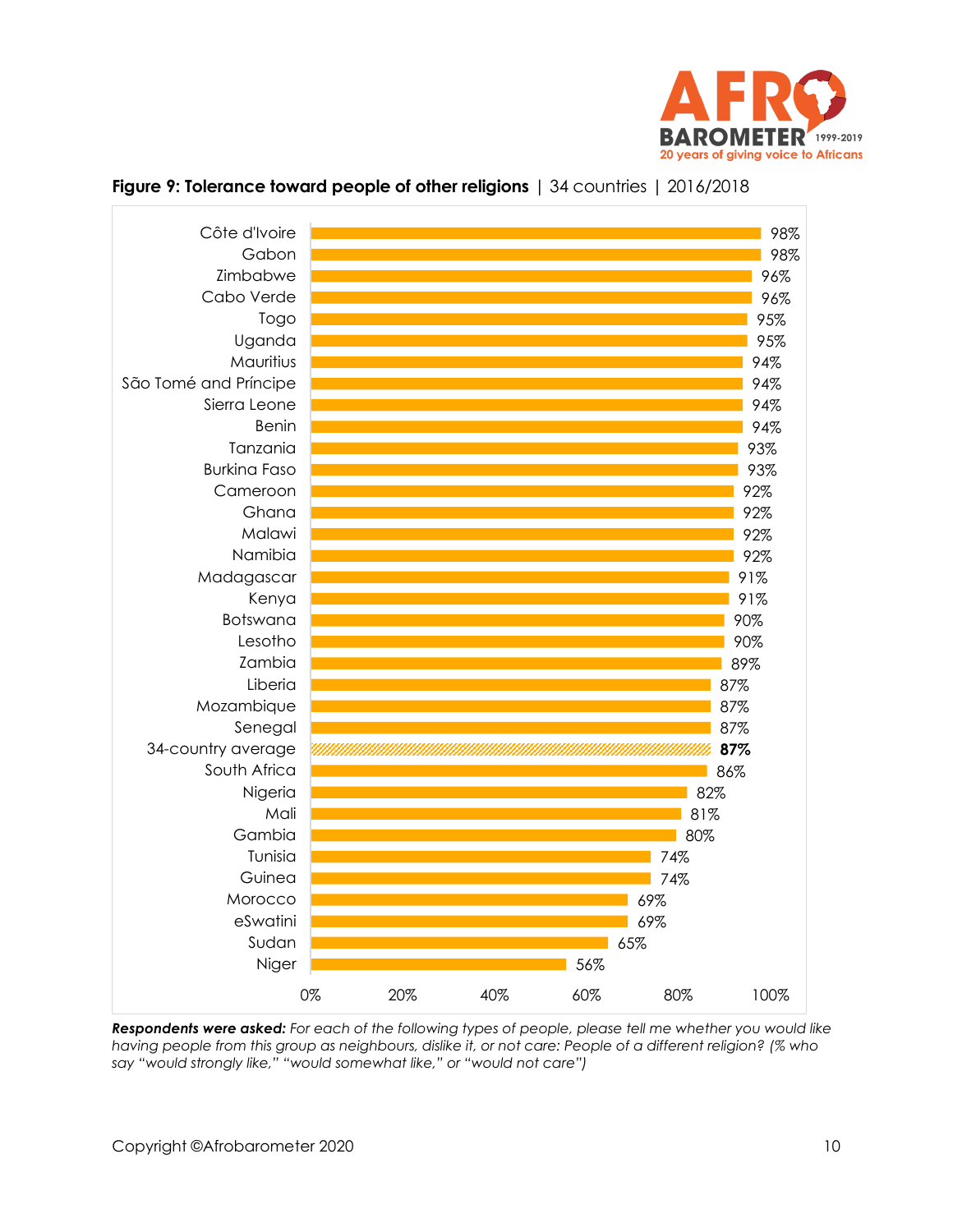**Figure 9: Tolerance toward people of other religions** | 34 countries | 2016/2018

| Country | % |
|---|---|
| Côte d'Ivoire | 98% |
| Gabon | 98% |
| Zimbabwe | 96% |
| Cabo Verde | 96% |
| Togo | 95% |
| Uganda | 95% |
| Mauritius | 94% |
| São Tomé and Príncipe | 94% |
| Sierra Leone | 94% |
| Benin | 94% |
| Tanzania | 93% |
| Burkina Faso | 93% |
| Cameroon | 92% |
| Ghana | 92% |
| Malawi | 92% |
| Namibia | 92% |
| Madagascar | 91% |
| Kenya | 91% |
| Botswana | 90% |
| Lesotho | 90% |
| Zambia | 89% |
| Liberia | 87% |
| Mozambique | 87% |
| Senegal | 87% |
| **34-country average** | **87%** |
| South Africa | 86% |
| Nigeria | 82% |
| Mali | 81% |
| Gambia | 80% |
| Tunisia | 74% |
| Guinea | 74% |
| Morocco | 69% |
| eSwatini | 69% |
| Sudan | 65% |
| Niger | 56% |

***Respondents were asked:*** *For each of the following types of people, please tell me whether you would like having people from this group as neighbours, dislike it, or not care: People of a different religion? (% who say "would strongly like," "would somewhat like," or "would not care")*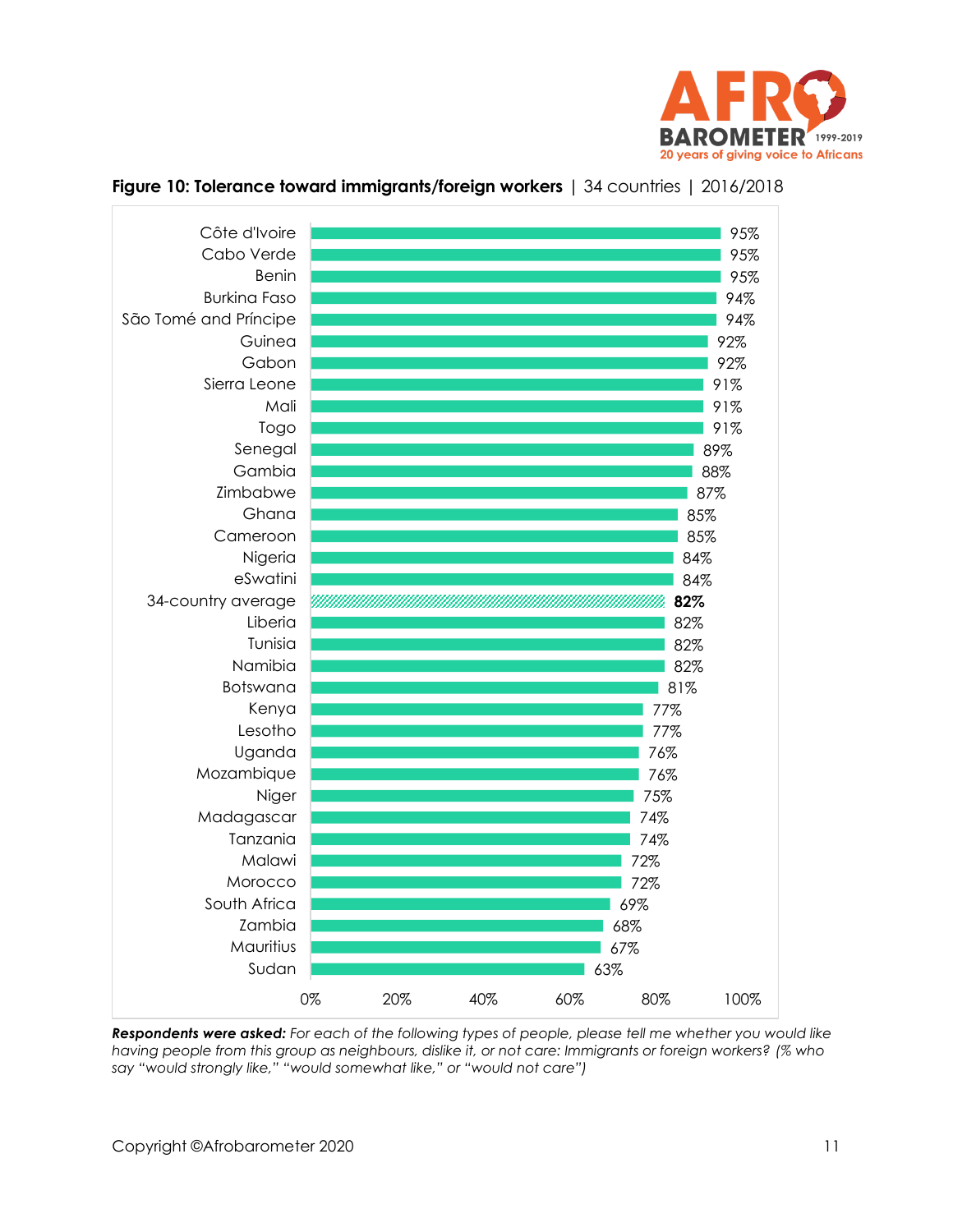**Figure 10: Tolerance toward immigrants/foreign workers** | 34 countries | 2016/2018

| Country | % |
|---|---|
| Côte d'Ivoire | 95% |
| Cabo Verde | 95% |
| Benin | 95% |
| Burkina Faso | 94% |
| São Tomé and Príncipe | 94% |
| Guinea | 92% |
| Gabon | 92% |
| Sierra Leone | 91% |
| Mali | 91% |
| Togo | 91% |
| Senegal | 89% |
| Gambia | 88% |
| Zimbabwe | 87% |
| Ghana | 85% |
| Cameroon | 85% |
| Nigeria | 84% |
| eSwatini | 84% |
| **34-country average** | **82%** |
| Liberia | 82% |
| Tunisia | 82% |
| Namibia | 82% |
| Botswana | 81% |
| Kenya | 77% |
| Lesotho | 77% |
| Uganda | 76% |
| Mozambique | 76% |
| Niger | 75% |
| Madagascar | 74% |
| Tanzania | 74% |
| Malawi | 72% |
| Morocco | 72% |
| South Africa | 69% |
| Zambia | 68% |
| Mauritius | 67% |
| Sudan | 63% |

***Respondents were asked:*** *For each of the following types of people, please tell me whether you would like having people from this group as neighbours, dislike it, or not care: Immigrants or foreign workers? (% who say "would strongly like," "would somewhat like," or "would not care")*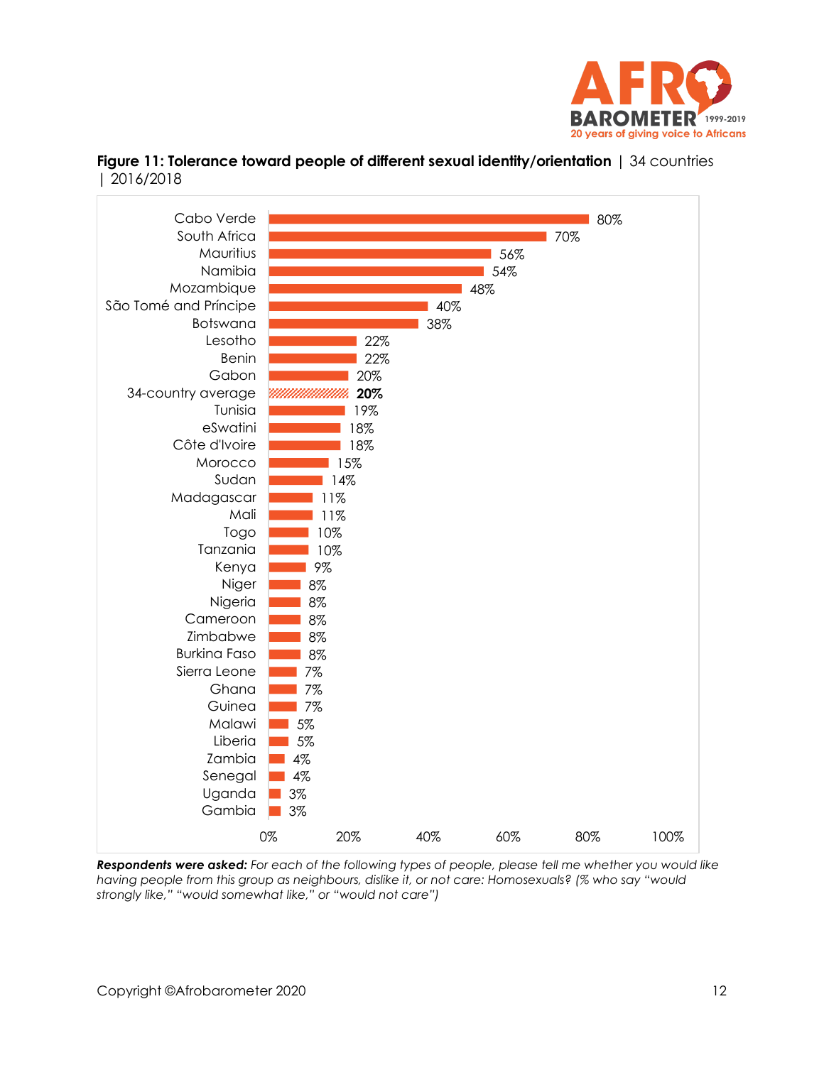**Figure 11: Tolerance toward people of different sexual identity/orientation** | 34 countries | 2016/2018

| Country | % |
| --- | --- |
| Cabo Verde | 80% |
| South Africa | 70% |
| Mauritius | 56% |
| Namibia | 54% |
| Mozambique | 48% |
| São Tomé and Príncipe | 40% |
| Botswana | 38% |
| Lesotho | 22% |
| Benin | 22% |
| Gabon | 20% |
| **34-country average** | **20%** |
| Tunisia | 19% |
| eSwatini | 18% |
| Côte d'Ivoire | 18% |
| Morocco | 15% |
| Sudan | 14% |
| Madagascar | 11% |
| Mali | 11% |
| Togo | 10% |
| Tanzania | 10% |
| Kenya | 9% |
| Niger | 8% |
| Nigeria | 8% |
| Cameroon | 8% |
| Zimbabwe | 8% |
| Burkina Faso | 8% |
| Sierra Leone | 7% |
| Ghana | 7% |
| Guinea | 7% |
| Malawi | 5% |
| Liberia | 5% |
| Zambia | 4% |
| Senegal | 4% |
| Uganda | 3% |
| Gambia | 3% |

***Respondents were asked:*** *For each of the following types of people, please tell me whether you would like having people from this group as neighbours, dislike it, or not care: Homosexuals? (% who say "would strongly like," "would somewhat like," or "would not care")*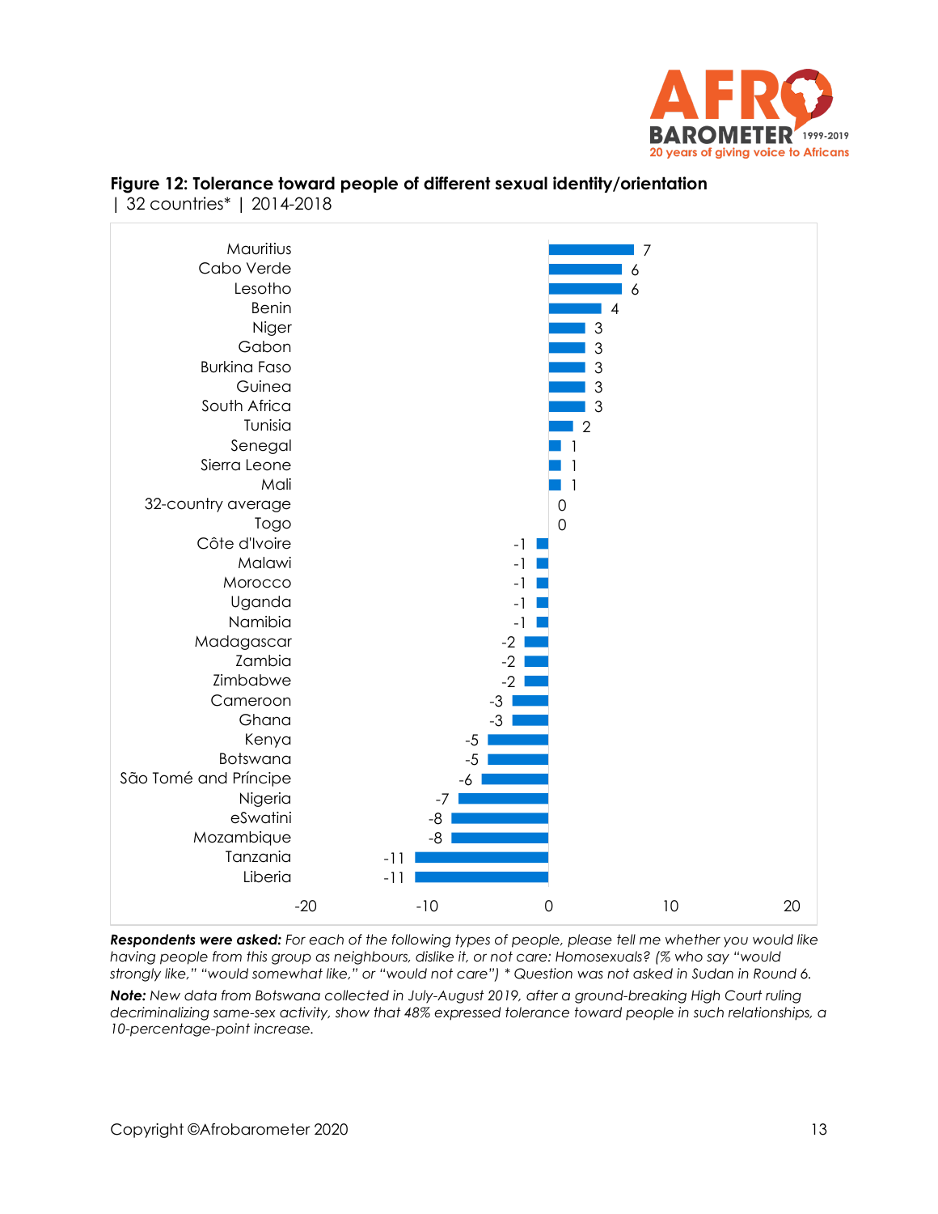**Figure 12: Tolerance toward people of different sexual identity/orientation**
| 32 countries* | 2014-2018

| Country | Value |
|---|---|
| Mauritius | 7 |
| Cabo Verde | 6 |
| Lesotho | 6 |
| Benin | 4 |
| Niger | 3 |
| Gabon | 3 |
| Burkina Faso | 3 |
| Guinea | 3 |
| South Africa | 3 |
| Tunisia | 2 |
| Senegal | 1 |
| Sierra Leone | 1 |
| Mali | 1 |
| 32-country average | 0 |
| Togo | 0 |
| Côte d'Ivoire | -1 |
| Malawi | -1 |
| Morocco | -1 |
| Uganda | -1 |
| Namibia | -1 |
| Madagascar | -2 |
| Zambia | -2 |
| Zimbabwe | -2 |
| Cameroon | -3 |
| Ghana | -3 |
| Kenya | -5 |
| Botswana | -5 |
| São Tomé and Príncipe | -6 |
| Nigeria | -7 |
| eSwatini | -8 |
| Mozambique | -8 |
| Tanzania | -11 |
| Liberia | -11 |

***Respondents were asked:*** *For each of the following types of people, please tell me whether you would like having people from this group as neighbours, dislike it, or not care: Homosexuals? (% who say "would strongly like," "would somewhat like," or "would not care") * Question was not asked in Sudan in Round 6.*

***Note:*** *New data from Botswana collected in July-August 2019, after a ground-breaking High Court ruling decriminalizing same-sex activity, show that 48% expressed tolerance toward people in such relationships, a 10-percentage-point increase.*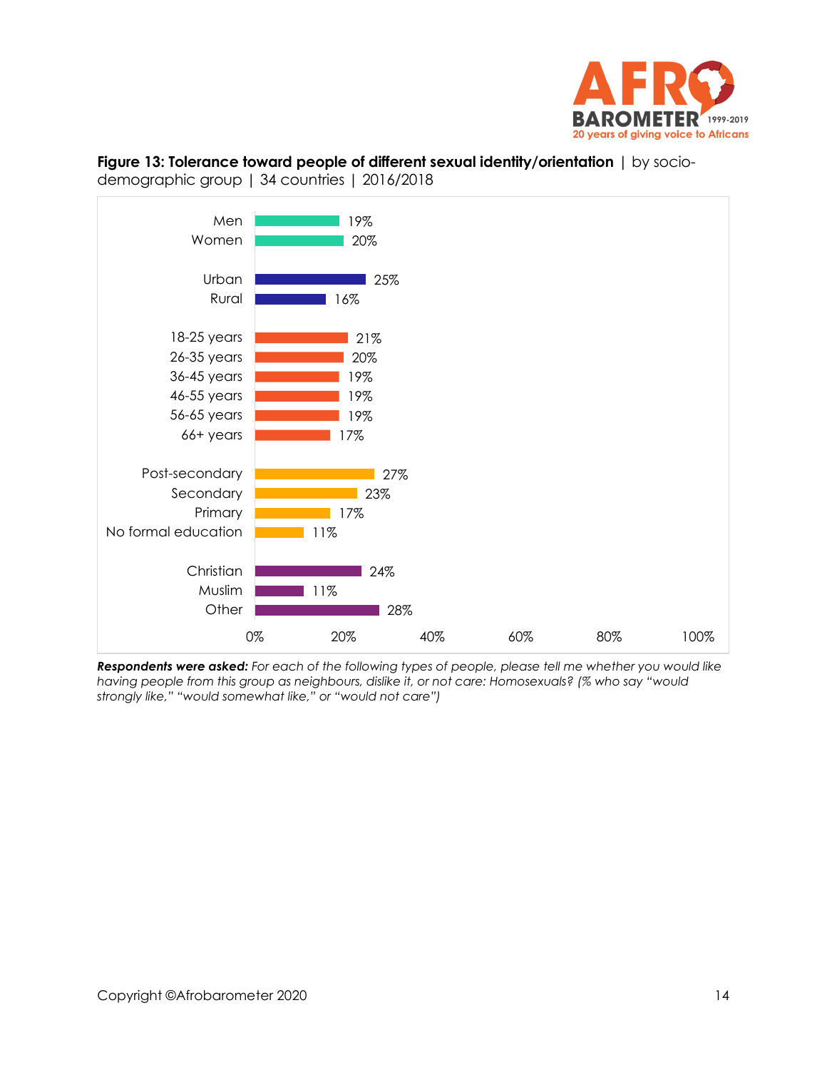**Figure 13: Tolerance toward people of different sexual identity/orientation** | by socio-demographic group | 34 countries | 2016/2018

| Group | % |
|---|---|
| Men | 19% |
| Women | 20% |
| Urban | 25% |
| Rural | 16% |
| 18-25 years | 21% |
| 26-35 years | 20% |
| 36-45 years | 19% |
| 46-55 years | 19% |
| 56-65 years | 19% |
| 66+ years | 17% |
| Post-secondary | 27% |
| Secondary | 23% |
| Primary | 17% |
| No formal education | 11% |
| Christian | 24% |
| Muslim | 11% |
| Other | 28% |

***Respondents were asked:*** *For each of the following types of people, please tell me whether you would like having people from this group as neighbours, dislike it, or not care: Homosexuals? (% who say "would strongly like," "would somewhat like," or "would not care")*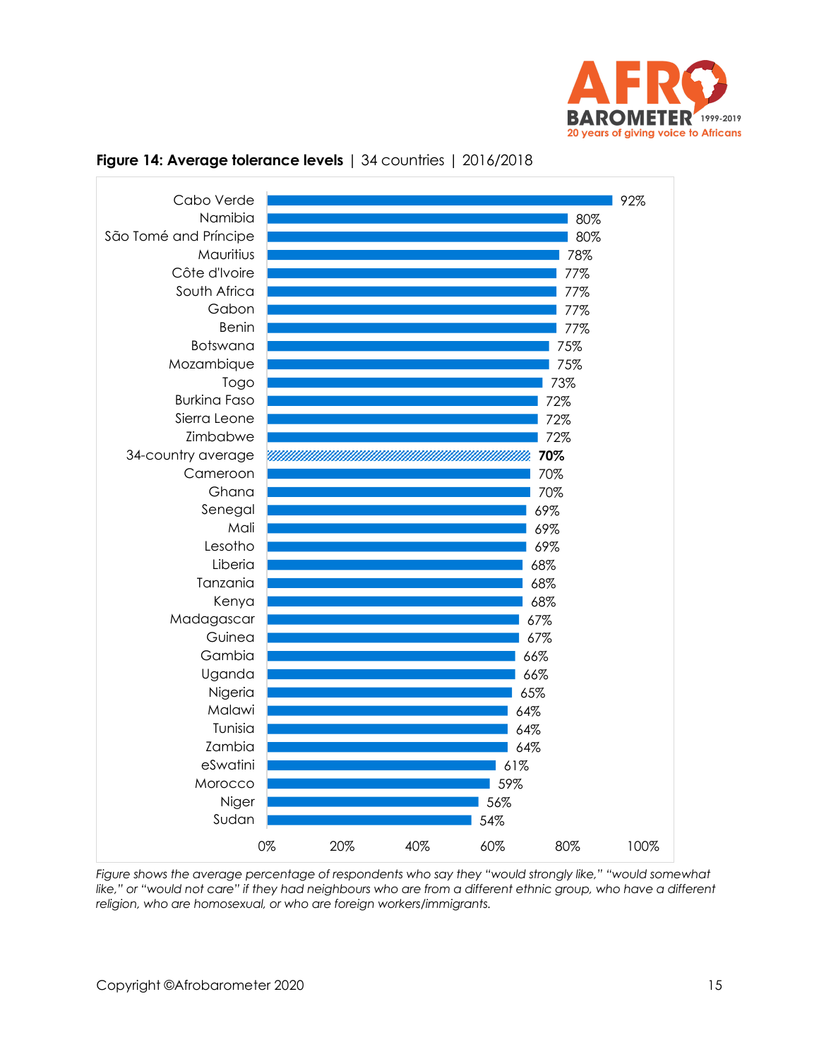**Figure 14: Average tolerance levels** | 34 countries | 2016/2018

| Country | Average tolerance |
|---|---|
| Cabo Verde | 92% |
| Namibia | 80% |
| São Tomé and Príncipe | 80% |
| Mauritius | 78% |
| Côte d'Ivoire | 77% |
| South Africa | 77% |
| Gabon | 77% |
| Benin | 77% |
| Botswana | 75% |
| Mozambique | 75% |
| Togo | 73% |
| Burkina Faso | 72% |
| Sierra Leone | 72% |
| Zimbabwe | 72% |
| **34-country average** | **70%** |
| Cameroon | 70% |
| Ghana | 70% |
| Senegal | 69% |
| Mali | 69% |
| Lesotho | 69% |
| Liberia | 68% |
| Tanzania | 68% |
| Kenya | 68% |
| Madagascar | 67% |
| Guinea | 67% |
| Gambia | 66% |
| Uganda | 66% |
| Nigeria | 65% |
| Malawi | 64% |
| Tunisia | 64% |
| Zambia | 64% |
| eSwatini | 61% |
| Morocco | 59% |
| Niger | 56% |
| Sudan | 54% |

*Figure shows the average percentage of respondents who say they "would strongly like," "would somewhat like," or "would not care" if they had neighbours who are from a different ethnic group, who have a different religion, who are homosexual, or who are foreign workers/immigrants.*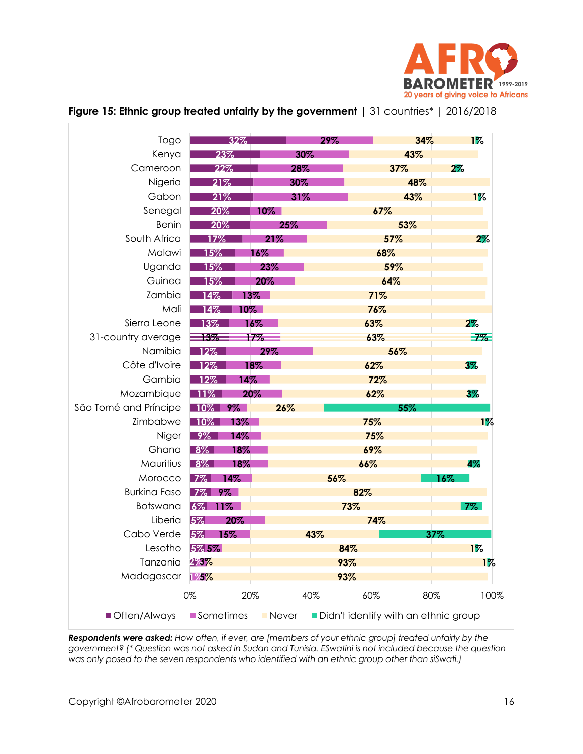**Figure 15: Ethnic group treated unfairly by the government** | 31 countries* | 2016/2018

| Country | Often/Always | Sometimes | Never | Didn't identify with an ethnic group |
|---|---|---|---|---|
| Togo | 32% | 29% | 34% | 1% |
| Kenya | 23% | 30% | 43% | |
| Cameroon | 22% | 28% | 37% | 2% |
| Nigeria | 21% | 30% | 48% | |
| Gabon | 21% | 31% | 43% | 1% |
| Senegal | 20% | 10% | 67% | |
| Benin | 20% | 25% | 53% | |
| South Africa | 17% | 21% | 57% | 2% |
| Malawi | 15% | 16% | 68% | |
| Uganda | 15% | 23% | 59% | |
| Guinea | 15% | 20% | 64% | |
| Zambia | 14% | 13% | 71% | |
| Mali | 14% | 10% | 76% | |
| Sierra Leone | 13% | 16% | 63% | 2% |
| 31-country average | 13% | 17% | 63% | 7% |
| Namibia | 12% | 29% | 56% | |
| Côte d'Ivoire | 12% | 18% | 62% | 3% |
| Gambia | 12% | 14% | 72% | |
| Mozambique | 11% | 20% | 62% | 3% |
| São Tomé and Príncipe | 10% | 9% | 26% | 55% |
| Zimbabwe | 10% | 13% | 75% | 1% |
| Niger | 9% | 14% | 75% | |
| Ghana | 8% | 18% | 69% | |
| Mauritius | 8% | 18% | 66% | 4% |
| Morocco | 7% | 14% | 56% | 16% |
| Burkina Faso | 7% | 9% | 82% | |
| Botswana | 6% | 11% | 73% | 7% |
| Liberia | 5% | 20% | 74% | |
| Cabo Verde | 5% | 15% | 43% | 37% |
| Lesotho | 5% | 5% | 84% | 1% |
| Tanzania | 2% | 3% | 93% | 1% |
| Madagascar | 1% | 5% | 93% | |

***Respondents were asked:*** *How often, if ever, are [members of your ethnic group] treated unfairly by the government? (\* Question was not asked in Sudan and Tunisia. ESwatini is not included because the question was only posed to the seven respondents who identified with an ethnic group other than siSwati.)*

Copyright ©Afrobarometer 2020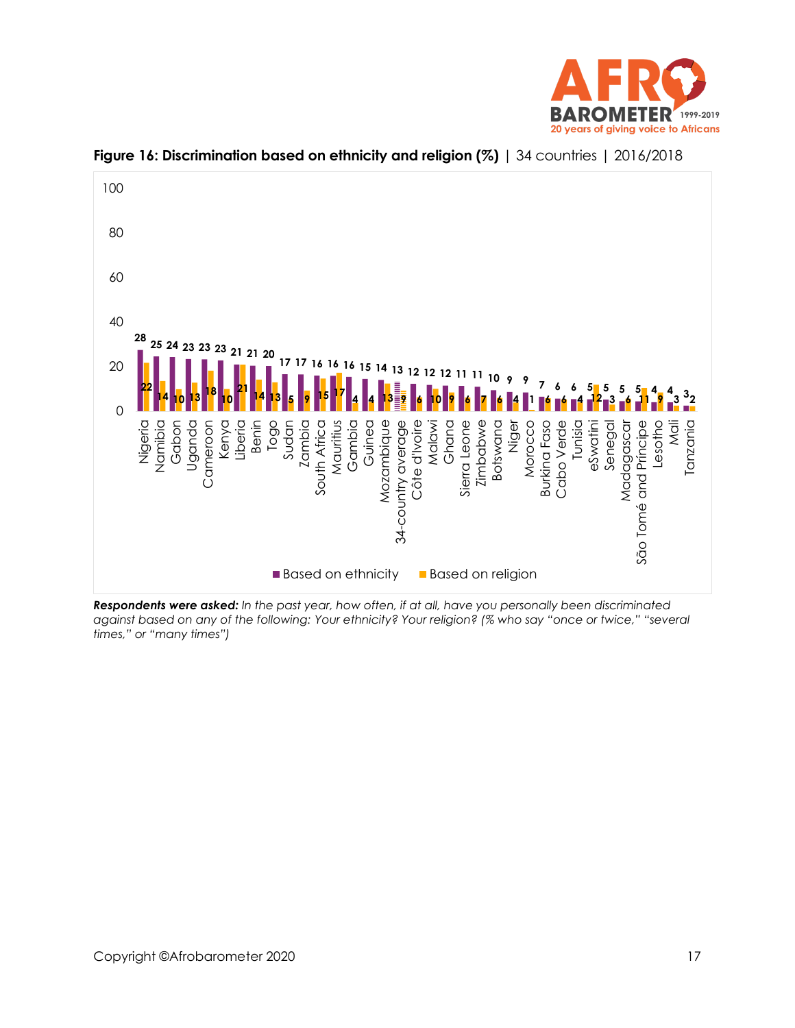**Figure 16: Discrimination based on ethnicity and religion (%)** | 34 countries | 2016/2018

| Country | Based on ethnicity | Based on religion |
|---|---|---|
| Nigeria | 28 | 22 |
| Namibia | 25 | 14 |
| Gabon | 24 | 10 |
| Uganda | 23 | 13 |
| Cameroon | 23 | 18 |
| Kenya | 23 | 10 |
| Liberia | 21 | 21 |
| Benin | 21 | 14 |
| Togo | 20 | 13 |
| Sudan | 17 | 5 |
| Zambia | 17 | 9 |
| South Africa | 16 | 15 |
| Mauritius | 16 | 17 |
| Gambia | 16 | 4 |
| Guinea | 15 | 4 |
| Mozambique | 14 | 13 |
| 34-country average | 13 | 9 |
| Côte d'Ivoire | 12 | 6 |
| Malawi | 12 | 10 |
| Ghana | 12 | 9 |
| Sierra Leone | 11 | 6 |
| Zimbabwe | 11 | 7 |
| Botswana | 10 | 6 |
| Niger | 9 | 4 |
| Morocco | 9 | 1 |
| Burkina Faso | 7 | 6 |
| Cabo Verde | 6 | 6 |
| Tunisia | 6 | 4 |
| eSwatini | 5 | 12 |
| Senegal | 5 | 3 |
| Madagascar | 5 | 6 |
| São Tomé and Príncipe | 5 | 11 |
| Lesotho | 4 | 9 |
| Mali | 4 | 3 |
| Tanzania | 3 | 2 |

***Respondents were asked:*** *In the past year, how often, if at all, have you personally been discriminated against based on any of the following: Your ethnicity? Your religion? (% who say "once or twice," "several times," or "many times")*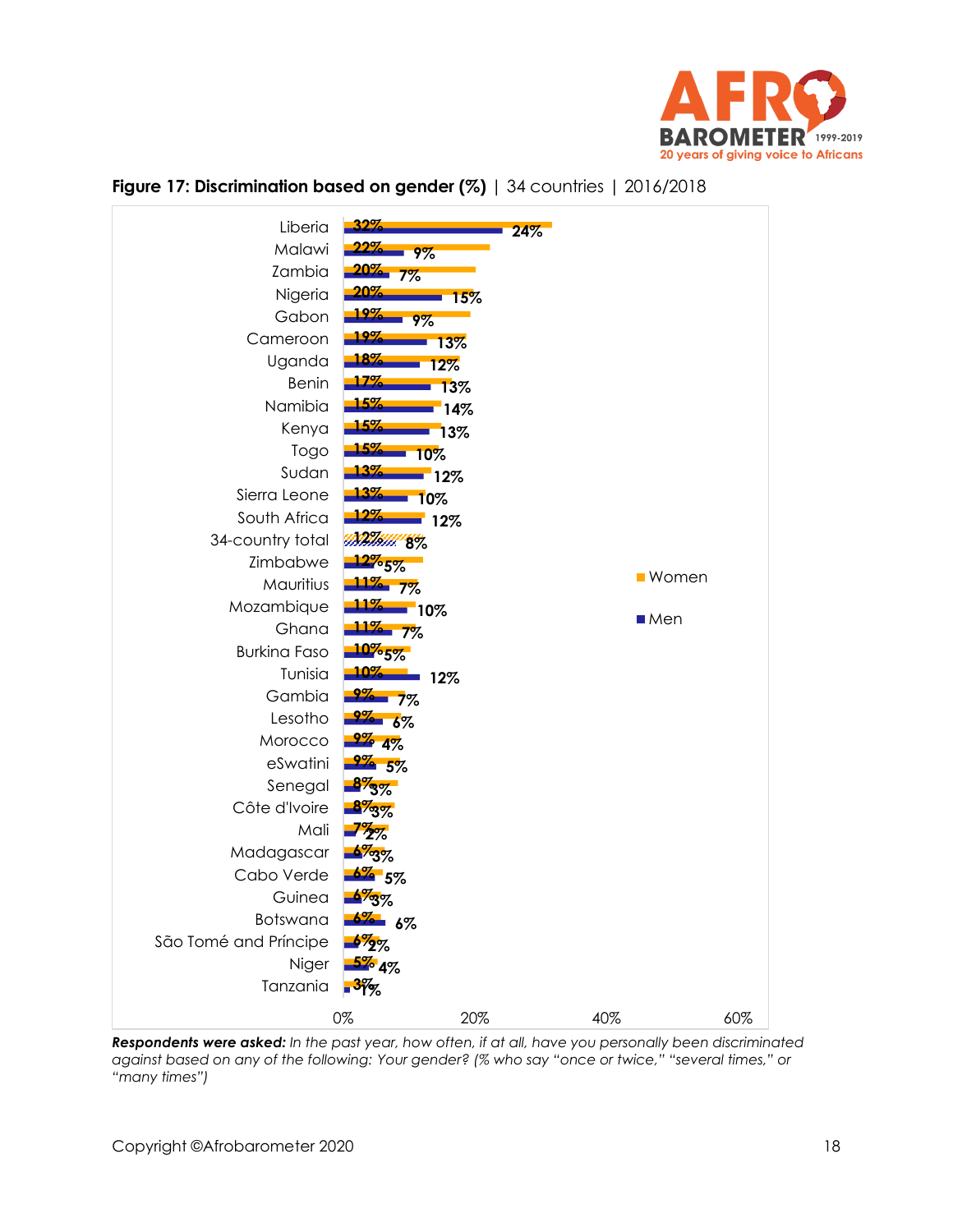**Figure 17: Discrimination based on gender (%)** | 34 countries | 2016/2018

| Country | Women | Men |
|---|---|---|
| Liberia | 32% | 24% |
| Malawi | 22% | 9% |
| Zambia | 20% | 7% |
| Nigeria | 20% | 15% |
| Gabon | 19% | 9% |
| Cameroon | 19% | 13% |
| Uganda | 18% | 12% |
| Benin | 17% | 13% |
| Namibia | 15% | 14% |
| Kenya | 15% | 13% |
| Togo | 15% | 10% |
| Sudan | 13% | 12% |
| Sierra Leone | 13% | 10% |
| South Africa | 12% | 12% |
| 34-country total | 12% | 8% |
| Zimbabwe | 12% | 5% |
| Mauritius | 11% | 7% |
| Mozambique | 11% | 10% |
| Ghana | 11% | 7% |
| Burkina Faso | 10% | 5% |
| Tunisia | 10% | 12% |
| Gambia | 9% | 7% |
| Lesotho | 9% | 6% |
| Morocco | 9% | 4% |
| eSwatini | 9% | 5% |
| Senegal | 8% | 3% |
| Côte d'Ivoire | 8% | 3% |
| Mali | 7% | 2% |
| Madagascar | 6% | 3% |
| Cabo Verde | 6% | 5% |
| Guinea | 6% | 3% |
| Botswana | 6% | 6% |
| São Tomé and Príncipe | 6% | 2% |
| Niger | 5% | 4% |
| Tanzania | 3% | 1% |

***Respondents were asked:*** *In the past year, how often, if at all, have you personally been discriminated against based on any of the following: Your gender? (% who say "once or twice," "several times," or "many times")*

Copyright ©Afrobarometer 2020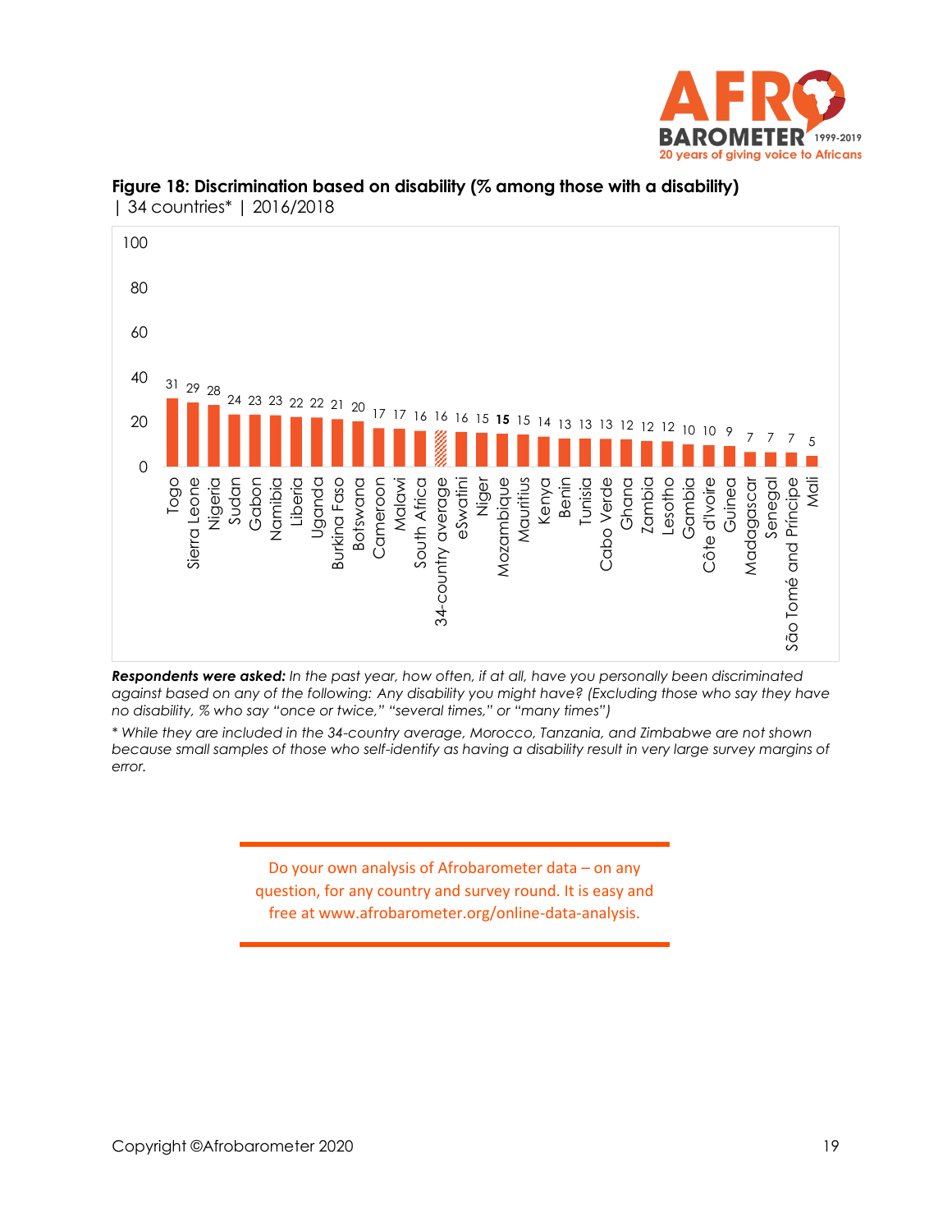**Figure 18: Discrimination based on disability (% among those with a disability)** | 34 countries* | 2016/2018

| Country | % |
|---|---|
| Togo | 31 |
| Sierra Leone | 29 |
| Nigeria | 28 |
| Sudan | 24 |
| Gabon | 23 |
| Namibia | 23 |
| Liberia | 22 |
| Uganda | 22 |
| Burkina Faso | 21 |
| Botswana | 20 |
| Cameroon | 17 |
| Malawi | 17 |
| South Africa | 16 |
| 34-country average | 16 |
| eSwatini | 16 |
| Niger | 15 |
| Mozambique | **15** |
| Mauritius | 15 |
| Kenya | 14 |
| Benin | 13 |
| Tunisia | 13 |
| Cabo Verde | 13 |
| Ghana | 12 |
| Zambia | 12 |
| Lesotho | 12 |
| Gambia | 10 |
| Côte d'Ivoire | 10 |
| Guinea | 9 |
| Madagascar | 7 |
| Senegal | 7 |
| São Tomé and Príncipe | 7 |
| Mali | 5 |

***Respondents were asked:*** *In the past year, how often, if at all, have you personally been discriminated against based on any of the following: Any disability you might have? (Excluding those who say they have no disability, % who say "once or twice," "several times," or "many times")*

*\* While they are included in the 34-country average, Morocco, Tanzania, and Zimbabwe are not shown because small samples of those who self-identify as having a disability result in very large survey margins of error.*

Do your own analysis of Afrobarometer data – on any question, for any country and survey round. It is easy and free at www.afrobarometer.org/online-data-analysis.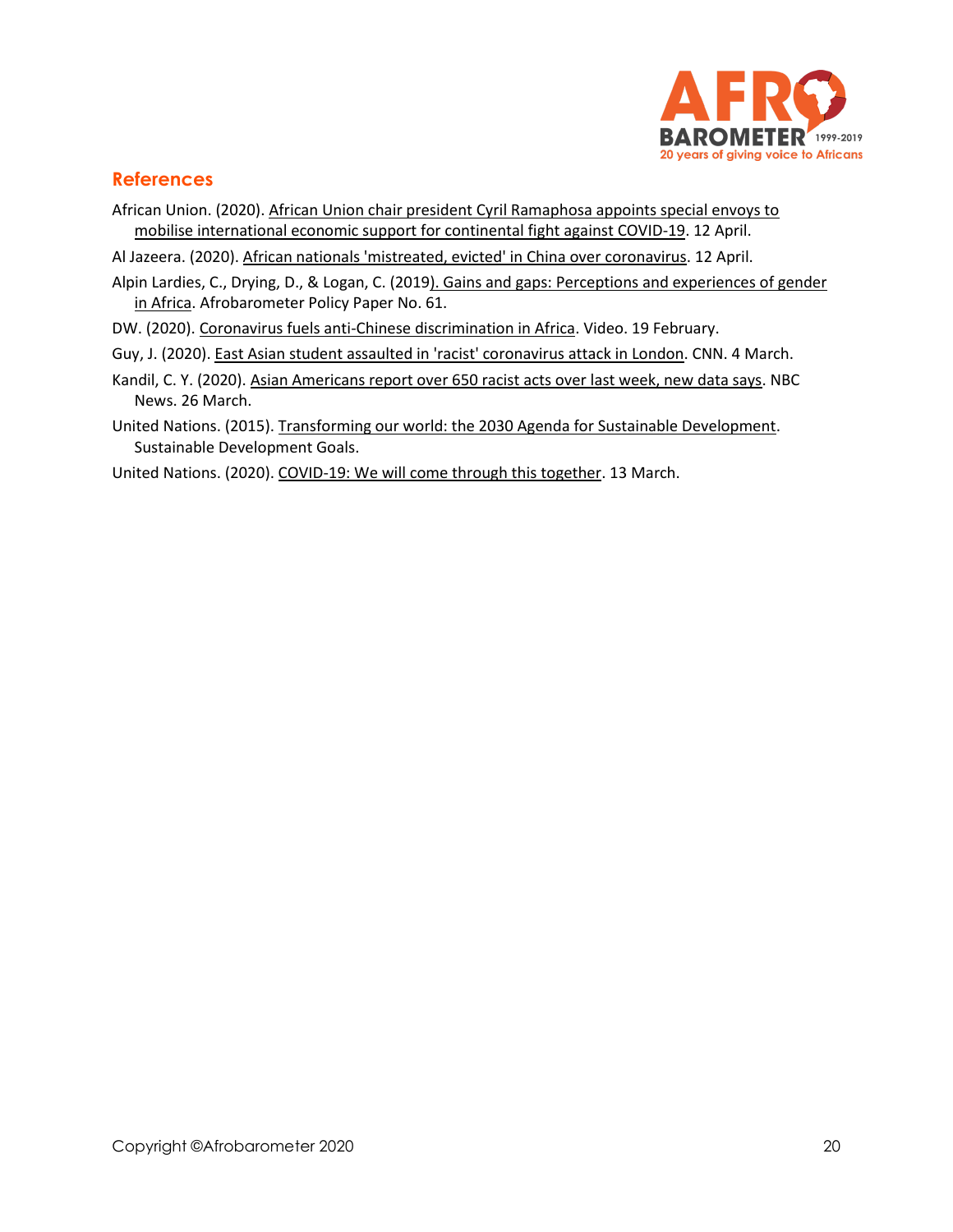## References

African Union. (2020). African Union chair president Cyril Ramaphosa appoints special envoys to mobilise international economic support for continental fight against COVID-19. 12 April.

Al Jazeera. (2020). African nationals 'mistreated, evicted' in China over coronavirus. 12 April.

Alpin Lardies, C., Drying, D., & Logan, C. (2019). Gains and gaps: Perceptions and experiences of gender in Africa. Afrobarometer Policy Paper No. 61.

DW. (2020). Coronavirus fuels anti-Chinese discrimination in Africa. Video. 19 February.

Guy, J. (2020). East Asian student assaulted in 'racist' coronavirus attack in London. CNN. 4 March.

Kandil, C. Y. (2020). Asian Americans report over 650 racist acts over last week, new data says. NBC News. 26 March.

United Nations. (2015). Transforming our world: the 2030 Agenda for Sustainable Development. Sustainable Development Goals.

United Nations. (2020). COVID-19: We will come through this together. 13 March.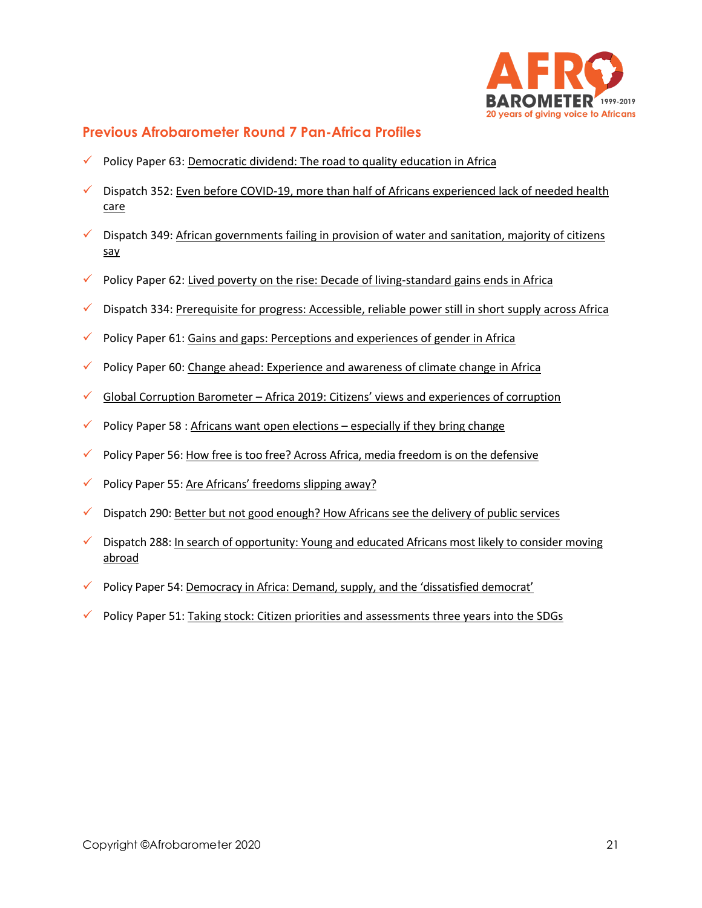## Previous Afrobarometer Round 7 Pan-Africa Profiles

- ✓ Policy Paper 63: Democratic dividend: The road to quality education in Africa
- ✓ Dispatch 352: Even before COVID-19, more than half of Africans experienced lack of needed health care
- ✓ Dispatch 349: African governments failing in provision of water and sanitation, majority of citizens say
- ✓ Policy Paper 62: Lived poverty on the rise: Decade of living-standard gains ends in Africa
- ✓ Dispatch 334: Prerequisite for progress: Accessible, reliable power still in short supply across Africa
- ✓ Policy Paper 61: Gains and gaps: Perceptions and experiences of gender in Africa
- ✓ Policy Paper 60: Change ahead: Experience and awareness of climate change in Africa
- ✓ Global Corruption Barometer – Africa 2019: Citizens' views and experiences of corruption
- ✓ Policy Paper 58 : Africans want open elections – especially if they bring change
- ✓ Policy Paper 56: How free is too free? Across Africa, media freedom is on the defensive
- ✓ Policy Paper 55: Are Africans' freedoms slipping away?
- ✓ Dispatch 290: Better but not good enough? How Africans see the delivery of public services
- ✓ Dispatch 288: In search of opportunity: Young and educated Africans most likely to consider moving abroad
- ✓ Policy Paper 54: Democracy in Africa: Demand, supply, and the 'dissatisfied democrat'
- ✓ Policy Paper 51: Taking stock: Citizen priorities and assessments three years into the SDGs

Copyright ©Afrobarometer 2020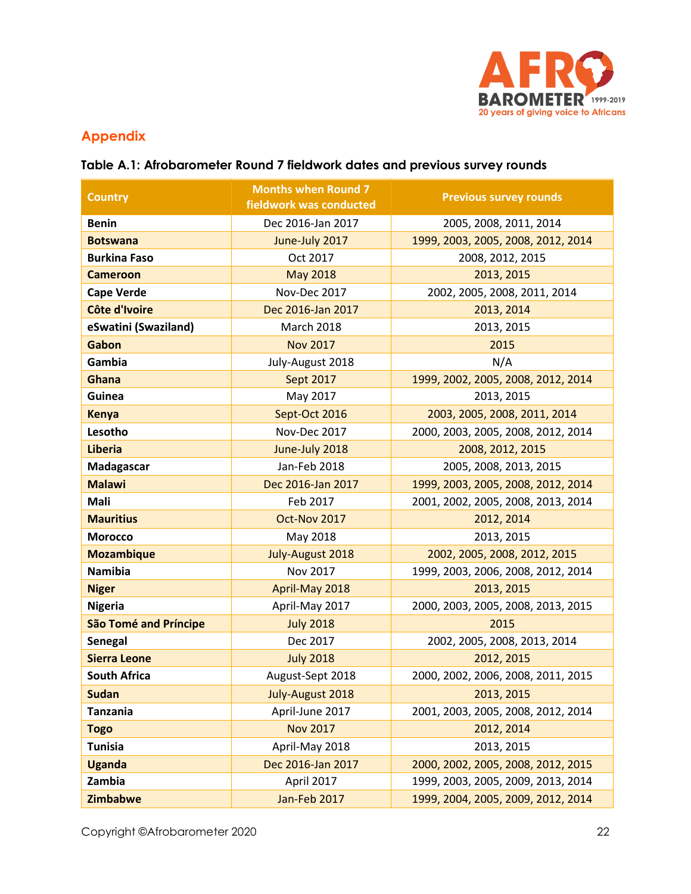## Appendix

**Table A.1: Afrobarometer Round 7 fieldwork dates and previous survey rounds**

| Country | Months when Round 7 fieldwork was conducted | Previous survey rounds |
|---|---|---|
| Benin | Dec 2016-Jan 2017 | 2005, 2008, 2011, 2014 |
| Botswana | June-July 2017 | 1999, 2003, 2005, 2008, 2012, 2014 |
| Burkina Faso | Oct 2017 | 2008, 2012, 2015 |
| Cameroon | May 2018 | 2013, 2015 |
| Cape Verde | Nov-Dec 2017 | 2002, 2005, 2008, 2011, 2014 |
| Côte d'Ivoire | Dec 2016-Jan 2017 | 2013, 2014 |
| eSwatini (Swaziland) | March 2018 | 2013, 2015 |
| Gabon | Nov 2017 | 2015 |
| Gambia | July-August 2018 | N/A |
| Ghana | Sept 2017 | 1999, 2002, 2005, 2008, 2012, 2014 |
| Guinea | May 2017 | 2013, 2015 |
| Kenya | Sept-Oct 2016 | 2003, 2005, 2008, 2011, 2014 |
| Lesotho | Nov-Dec 2017 | 2000, 2003, 2005, 2008, 2012, 2014 |
| Liberia | June-July 2018 | 2008, 2012, 2015 |
| Madagascar | Jan-Feb 2018 | 2005, 2008, 2013, 2015 |
| Malawi | Dec 2016-Jan 2017 | 1999, 2003, 2005, 2008, 2012, 2014 |
| Mali | Feb 2017 | 2001, 2002, 2005, 2008, 2013, 2014 |
| Mauritius | Oct-Nov 2017 | 2012, 2014 |
| Morocco | May 2018 | 2013, 2015 |
| Mozambique | July-August 2018 | 2002, 2005, 2008, 2012, 2015 |
| Namibia | Nov 2017 | 1999, 2003, 2006, 2008, 2012, 2014 |
| Niger | April-May 2018 | 2013, 2015 |
| Nigeria | April-May 2017 | 2000, 2003, 2005, 2008, 2013, 2015 |
| São Tomé and Príncipe | July 2018 | 2015 |
| Senegal | Dec 2017 | 2002, 2005, 2008, 2013, 2014 |
| Sierra Leone | July 2018 | 2012, 2015 |
| South Africa | August-Sept 2018 | 2000, 2002, 2006, 2008, 2011, 2015 |
| Sudan | July-August 2018 | 2013, 2015 |
| Tanzania | April-June 2017 | 2001, 2003, 2005, 2008, 2012, 2014 |
| Togo | Nov 2017 | 2012, 2014 |
| Tunisia | April-May 2018 | 2013, 2015 |
| Uganda | Dec 2016-Jan 2017 | 2000, 2002, 2005, 2008, 2012, 2015 |
| Zambia | April 2017 | 1999, 2003, 2005, 2009, 2013, 2014 |
| Zimbabwe | Jan-Feb 2017 | 1999, 2004, 2005, 2009, 2012, 2014 |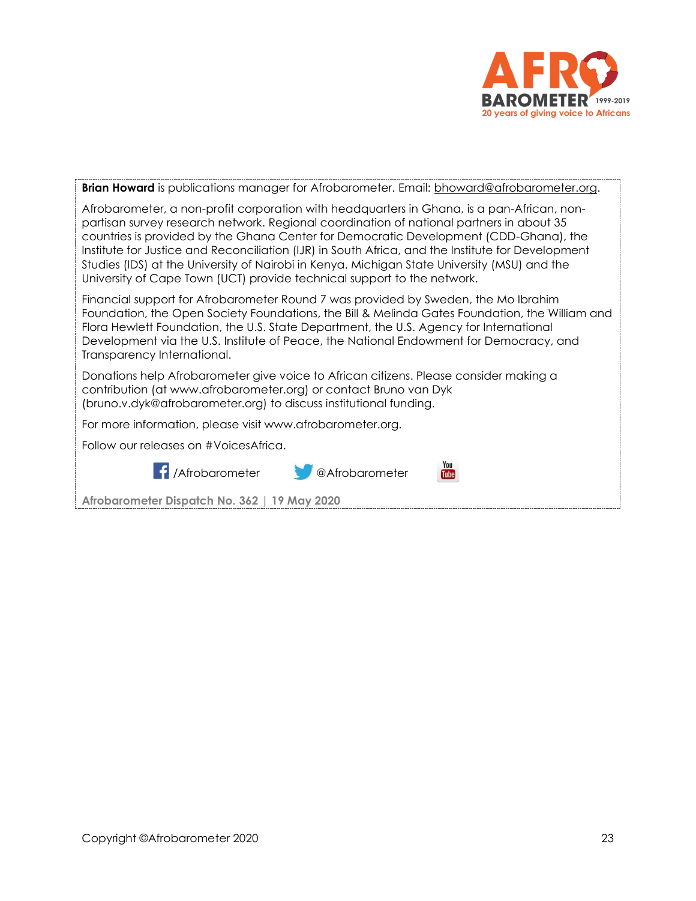**Brian Howard** is publications manager for Afrobarometer. Email: bhoward@afrobarometer.org.

Afrobarometer, a non-profit corporation with headquarters in Ghana, is a pan-African, non-partisan survey research network. Regional coordination of national partners in about 35 countries is provided by the Ghana Center for Democratic Development (CDD-Ghana), the Institute for Justice and Reconciliation (IJR) in South Africa, and the Institute for Development Studies (IDS) at the University of Nairobi in Kenya. Michigan State University (MSU) and the University of Cape Town (UCT) provide technical support to the network.

Financial support for Afrobarometer Round 7 was provided by Sweden, the Mo Ibrahim Foundation, the Open Society Foundations, the Bill & Melinda Gates Foundation, the William and Flora Hewlett Foundation, the U.S. State Department, the U.S. Agency for International Development via the U.S. Institute of Peace, the National Endowment for Democracy, and Transparency International.

Donations help Afrobarometer give voice to African citizens. Please consider making a contribution (at www.afrobarometer.org) or contact Bruno van Dyk (bruno.v.dyk@afrobarometer.org) to discuss institutional funding.

For more information, please visit www.afrobarometer.org.

Follow our releases on #VoicesAfrica.

/Afrobarometer    @Afrobarometer

**Afrobarometer Dispatch No. 362 | 19 May 2020**